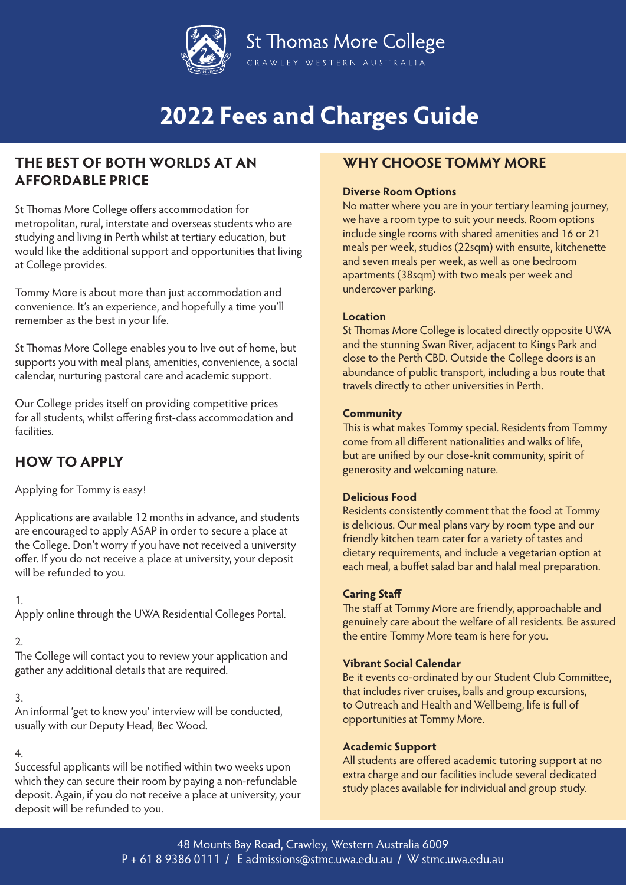St Thomas More College

CRAWLEY WESTERN AUSTRALIA

# 2022 Fees and Charges Guide

## THE BEST OF BOTH WORLDS AT AN AFFORDABLE PRICE

St Thomas More College offers accommodation for metropolitan, rural, interstate and overseas students who are studying and living in Perth whilst at tertiary education, but would like the additional support and opportunities that living at College provides.

Tommy More is about more than just accommodation and convenience. It's an experience, and hopefully a time you'll remember as the best in your life.

St Thomas More College enables you to live out of home, but supports you with meal plans, amenities, convenience, a social calendar, nurturing pastoral care and academic support.

Our College prides itself on providing competitive prices for all students, whilst offering first-class accommodation and facilities.

## HOW TO APPLY

Applying for Tommy is easy!

Applications are available 12 months in advance, and students are encouraged to apply ASAP in order to secure a place at the College. Don't worry if you have not received a university offer. If you do not receive a place at university, your deposit will be refunded to you.

1.
Apply online through the UWA Residential Colleges Portal.

2.
The College will contact you to review your application and gather any additional details that are required.

3.
An informal 'get to know you' interview will be conducted, usually with our Deputy Head, Bec Wood.

4.
Successful applicants will be notified within two weeks upon which they can secure their room by paying a non-refundable deposit. Again, if you do not receive a place at university, your deposit will be refunded to you.

## WHY CHOOSE TOMMY MORE

**Diverse Room Options**
No matter where you are in your tertiary learning journey, we have a room type to suit your needs. Room options include single rooms with shared amenities and 16 or 21 meals per week, studios (22sqm) with ensuite, kitchenette and seven meals per week, as well as one bedroom apartments (38sqm) with two meals per week and undercover parking.

**Location**
St Thomas More College is located directly opposite UWA and the stunning Swan River, adjacent to Kings Park and close to the Perth CBD. Outside the College doors is an abundance of public transport, including a bus route that travels directly to other universities in Perth.

**Community**
This is what makes Tommy special. Residents from Tommy come from all different nationalities and walks of life, but are unified by our close-knit community, spirit of generosity and welcoming nature.

**Delicious Food**
Residents consistently comment that the food at Tommy is delicious. Our meal plans vary by room type and our friendly kitchen team cater for a variety of tastes and dietary requirements, and include a vegetarian option at each meal, a buffet salad bar and halal meal preparation.

**Caring Staff**
The staff at Tommy More are friendly, approachable and genuinely care about the welfare of all residents. Be assured the entire Tommy More team is here for you.

**Vibrant Social Calendar**
Be it events co-ordinated by our Student Club Committee, that includes river cruises, balls and group excursions, to Outreach and Health and Wellbeing, life is full of opportunities at Tommy More.

**Academic Support**
All students are offered academic tutoring support at no extra charge and our facilities include several dedicated study places available for individual and group study.

48 Mounts Bay Road, Crawley, Western Australia 6009
P + 61 8 9386 0111 / E admissions@stmc.uwa.edu.au / W stmc.uwa.edu.au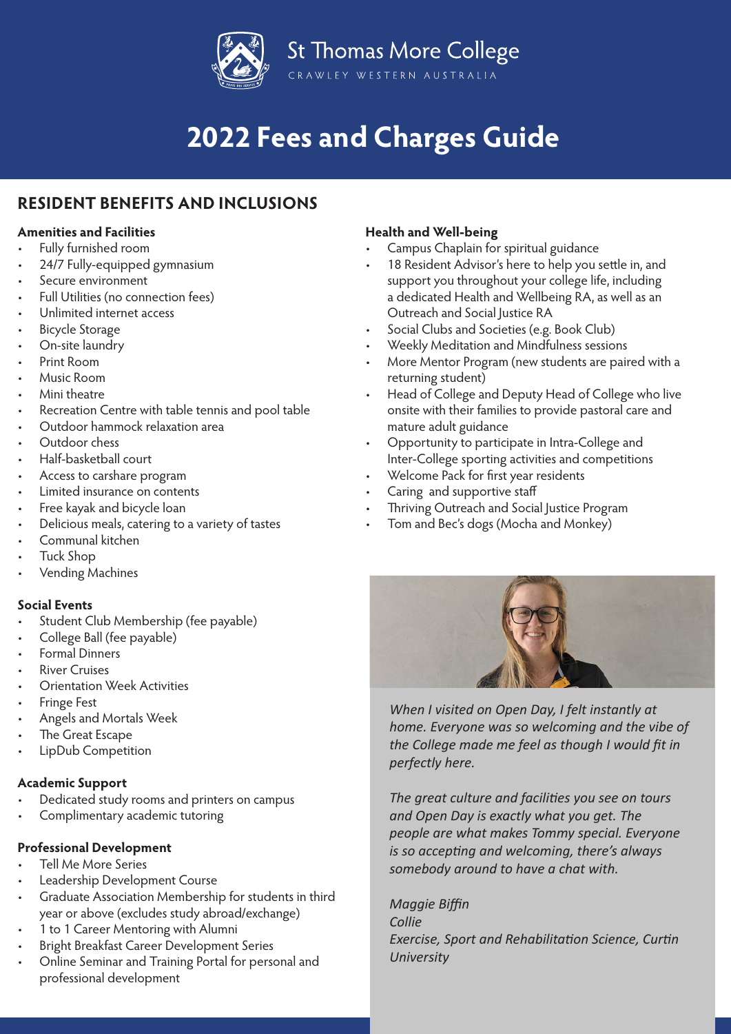St Thomas More College

CRAWLEY WESTERN AUSTRALIA

# 2022 Fees and Charges Guide

## RESIDENT BENEFITS AND INCLUSIONS

### Amenities and Facilities

- Fully furnished room
- 24/7 Fully-equipped gymnasium
- Secure environment
- Full Utilities (no connection fees)
- Unlimited internet access
- Bicycle Storage
- On-site laundry
- Print Room
- Music Room
- Mini theatre
- Recreation Centre with table tennis and pool table
- Outdoor hammock relaxation area
- Outdoor chess
- Half-basketball court
- Access to carshare program
- Limited insurance on contents
- Free kayak and bicycle loan
- Delicious meals, catering to a variety of tastes
- Communal kitchen
- Tuck Shop
- Vending Machines

### Social Events

- Student Club Membership (fee payable)
- College Ball (fee payable)
- Formal Dinners
- River Cruises
- Orientation Week Activities
- Fringe Fest
- Angels and Mortals Week
- The Great Escape
- LipDub Competition

### Academic Support

- Dedicated study rooms and printers on campus
- Complimentary academic tutoring

### Professional Development

- Tell Me More Series
- Leadership Development Course
- Graduate Association Membership for students in third year or above (excludes study abroad/exchange)
- 1 to 1 Career Mentoring with Alumni
- Bright Breakfast Career Development Series
- Online Seminar and Training Portal for personal and professional development

### Health and Well-being

- Campus Chaplain for spiritual guidance
- 18 Resident Advisor's here to help you settle in, and support you throughout your college life, including a dedicated Health and Wellbeing RA, as well as an Outreach and Social Justice RA
- Social Clubs and Societies (e.g. Book Club)
- Weekly Meditation and Mindfulness sessions
- More Mentor Program (new students are paired with a returning student)
- Head of College and Deputy Head of College who live onsite with their families to provide pastoral care and mature adult guidance
- Opportunity to participate in Intra-College and Inter-College sporting activities and competitions
- Welcome Pack for first year residents
- Caring and supportive staff
- Thriving Outreach and Social Justice Program
- Tom and Bec's dogs (Mocha and Monkey)

*When I visited on Open Day, I felt instantly at home. Everyone was so welcoming and the vibe of the College made me feel as though I would fit in perfectly here.*

*The great culture and facilities you see on tours and Open Day is exactly what you get. The people are what makes Tommy special. Everyone is so accepting and welcoming, there's always somebody around to have a chat with.*

*Maggie Biffin*
*Collie*
*Exercise, Sport and Rehabilitation Science, Curtin University*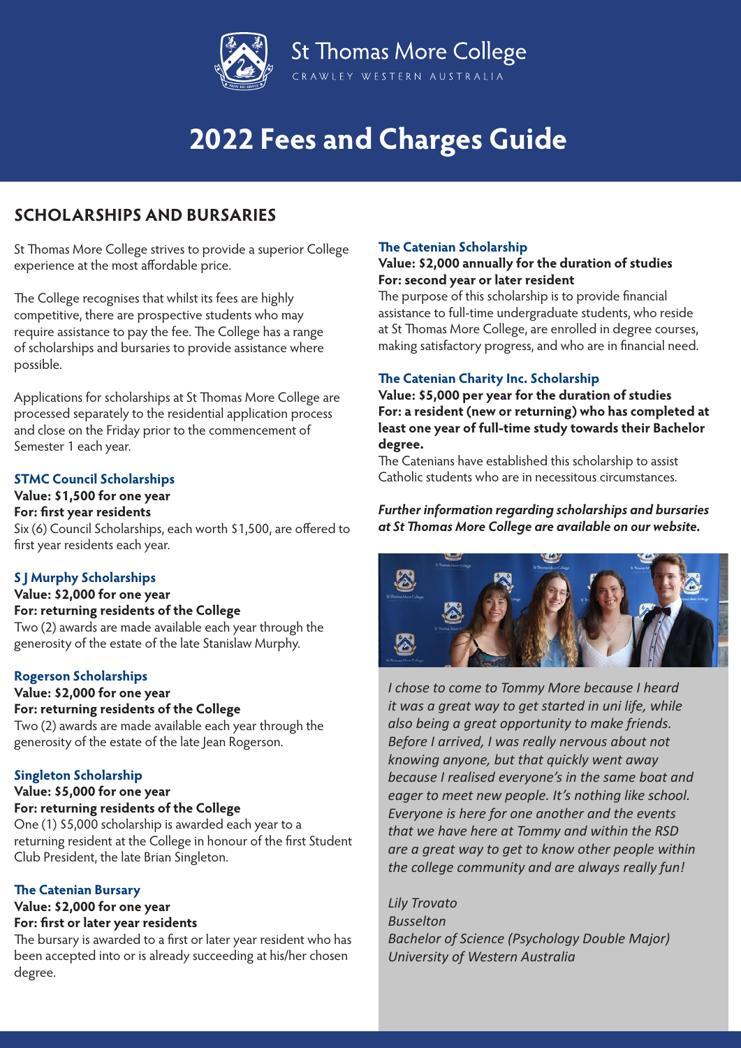St Thomas More College
CRAWLEY WESTERN AUSTRALIA

# 2022 Fees and Charges Guide

## SCHOLARSHIPS AND BURSARIES

St Thomas More College strives to provide a superior College experience at the most affordable price.

The College recognises that whilst its fees are highly competitive, there are prospective students who may require assistance to pay the fee. The College has a range of scholarships and bursaries to provide assistance where possible.

Applications for scholarships at St Thomas More College are processed separately to the residential application process and close on the Friday prior to the commencement of Semester 1 each year.

### STMC Council Scholarships

**Value: $1,500 for one year**
**For: first year residents**
Six (6) Council Scholarships, each worth $1,500, are offered to first year residents each year.

### S J Murphy Scholarships

**Value: $2,000 for one year**
**For: returning residents of the College**
Two (2) awards are made available each year through the generosity of the estate of the late Stanislaw Murphy.

### Rogerson Scholarships

**Value: $2,000 for one year**
**For: returning residents of the College**
Two (2) awards are made available each year through the generosity of the estate of the late Jean Rogerson.

### Singleton Scholarship

**Value: $5,000 for one year**
**For: returning residents of the College**
One (1) $5,000 scholarship is awarded each year to a returning resident at the College in honour of the first Student Club President, the late Brian Singleton.

### The Catenian Bursary

**Value: $2,000 for one year**
**For: first or later year residents**
The bursary is awarded to a first or later year resident who has been accepted into or is already succeeding at his/her chosen degree.

### The Catenian Scholarship

**Value: $2,000 annually for the duration of studies**
**For: second year or later resident**
The purpose of this scholarship is to provide financial assistance to full-time undergraduate students, who reside at St Thomas More College, are enrolled in degree courses, making satisfactory progress, and who are in financial need.

### The Catenian Charity Inc. Scholarship

**Value: $5,000 per year for the duration of studies**
**For: a resident (new or returning) who has completed at least one year of full-time study towards their Bachelor degree.**
The Catenians have established this scholarship to assist Catholic students who are in necessitous circumstances.

***Further information regarding scholarships and bursaries at St Thomas More College are available on our website.***

*I chose to come to Tommy More because I heard it was a great way to get started in uni life, while also being a great opportunity to make friends. Before I arrived, I was really nervous about not knowing anyone, but that quickly went away because I realised everyone's in the same boat and eager to meet new people. It's nothing like school. Everyone is here for one another and the events that we have here at Tommy and within the RSD are a great way to get to know other people within the college community and are always really fun!*

*Lily Trovato*
*Busselton*
*Bachelor of Science (Psychology Double Major)*
*University of Western Australia*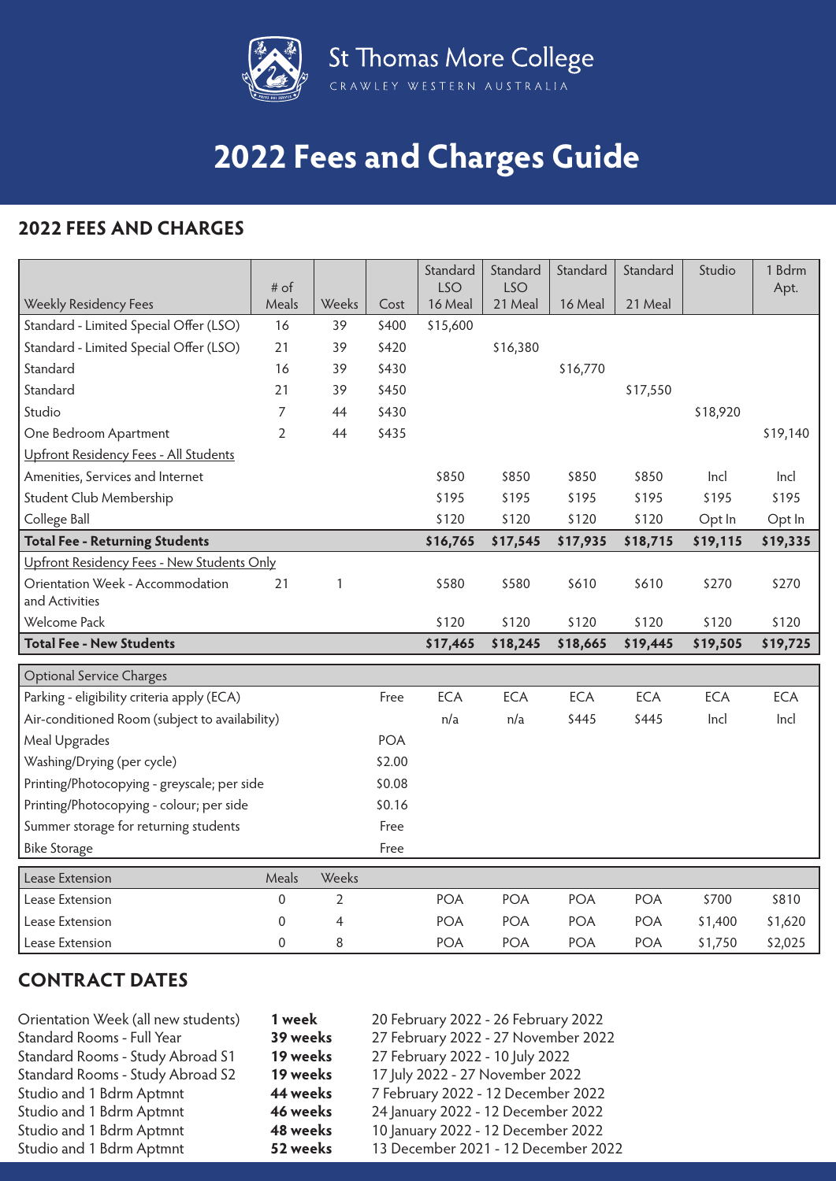St Thomas More College

CRAWLEY WESTERN AUSTRALIA

# 2022 Fees and Charges Guide

## 2022 FEES AND CHARGES

| Weekly Residency Fees | # of Meals | Weeks | Cost | Standard LSO 16 Meal | Standard LSO 21 Meal | Standard 16 Meal | Standard 21 Meal | Studio | 1 Bdrm Apt. |
|---|---|---|---|---|---|---|---|---|---|
| Standard - Limited Special Offer (LSO) | 16 | 39 | $400 | $15,600 | | | | | |
| Standard - Limited Special Offer (LSO) | 21 | 39 | $420 | | $16,380 | | | | |
| Standard | 16 | 39 | $430 | | | $16,770 | | | |
| Standard | 21 | 39 | $450 | | | | $17,550 | | |
| Studio | 7 | 44 | $430 | | | | | $18,920 | |
| One Bedroom Apartment | 2 | 44 | $435 | | | | | | $19,140 |
| Upfront Residency Fees - All Students | | | | | | | | | |
| Amenities, Services and Internet | | | | $850 | $850 | $850 | $850 | Incl | Incl |
| Student Club Membership | | | | $195 | $195 | $195 | $195 | $195 | $195 |
| College Ball | | | | $120 | $120 | $120 | $120 | Opt In | Opt In |
| **Total Fee - Returning Students** | | | | **$16,765** | **$17,545** | **$17,935** | **$18,715** | **$19,115** | **$19,335** |
| Upfront Residency Fees - New Students Only | | | | | | | | | |
| Orientation Week - Accommodation and Activities | 21 | 1 | | $580 | $580 | $610 | $610 | $270 | $270 |
| Welcome Pack | | | | $120 | $120 | $120 | $120 | $120 | $120 |
| **Total Fee - New Students** | | | | **$17,465** | **$18,245** | **$18,665** | **$19,445** | **$19,505** | **$19,725** |

| Optional Service Charges | | | | | | | |
|---|---|---|---|---|---|---|---|
| Parking - eligibility criteria apply (ECA) | Free | ECA | ECA | ECA | ECA | ECA | ECA |
| Air-conditioned Room (subject to availability) | | n/a | n/a | $445 | $445 | Incl | Incl |
| Meal Upgrades | POA | | | | | | |
| Washing/Drying (per cycle) | $2.00 | | | | | | |
| Printing/Photocopying - greyscale; per side | $0.08 | | | | | | |
| Printing/Photocopying - colour; per side | $0.16 | | | | | | |
| Summer storage for returning students | Free | | | | | | |
| Bike Storage | Free | | | | | | |

| Lease Extension | Meals | Weeks | | | | | | |
|---|---|---|---|---|---|---|---|---|
| Lease Extension | 0 | 2 | POA | POA | POA | POA | $700 | $810 |
| Lease Extension | 0 | 4 | POA | POA | POA | POA | $1,400 | $1,620 |
| Lease Extension | 0 | 8 | POA | POA | POA | POA | $1,750 | $2,025 |

## CONTRACT DATES

| | | |
|---|---|---|
| Orientation Week (all new students) | **1 week** | 20 February 2022 - 26 February 2022 |
| Standard Rooms - Full Year | **39 weeks** | 27 February 2022 - 27 November 2022 |
| Standard Rooms - Study Abroad S1 | **19 weeks** | 27 February 2022 - 10 July 2022 |
| Standard Rooms - Study Abroad S2 | **19 weeks** | 17 July 2022 - 27 November 2022 |
| Studio and 1 Bdrm Aptmnt | **44 weeks** | 7 February 2022 - 12 December 2022 |
| Studio and 1 Bdrm Aptmnt | **46 weeks** | 24 January 2022 - 12 December 2022 |
| Studio and 1 Bdrm Aptmnt | **48 weeks** | 10 January 2022 - 12 December 2022 |
| Studio and 1 Bdrm Aptmnt | **52 weeks** | 13 December 2021 - 12 December 2022 |